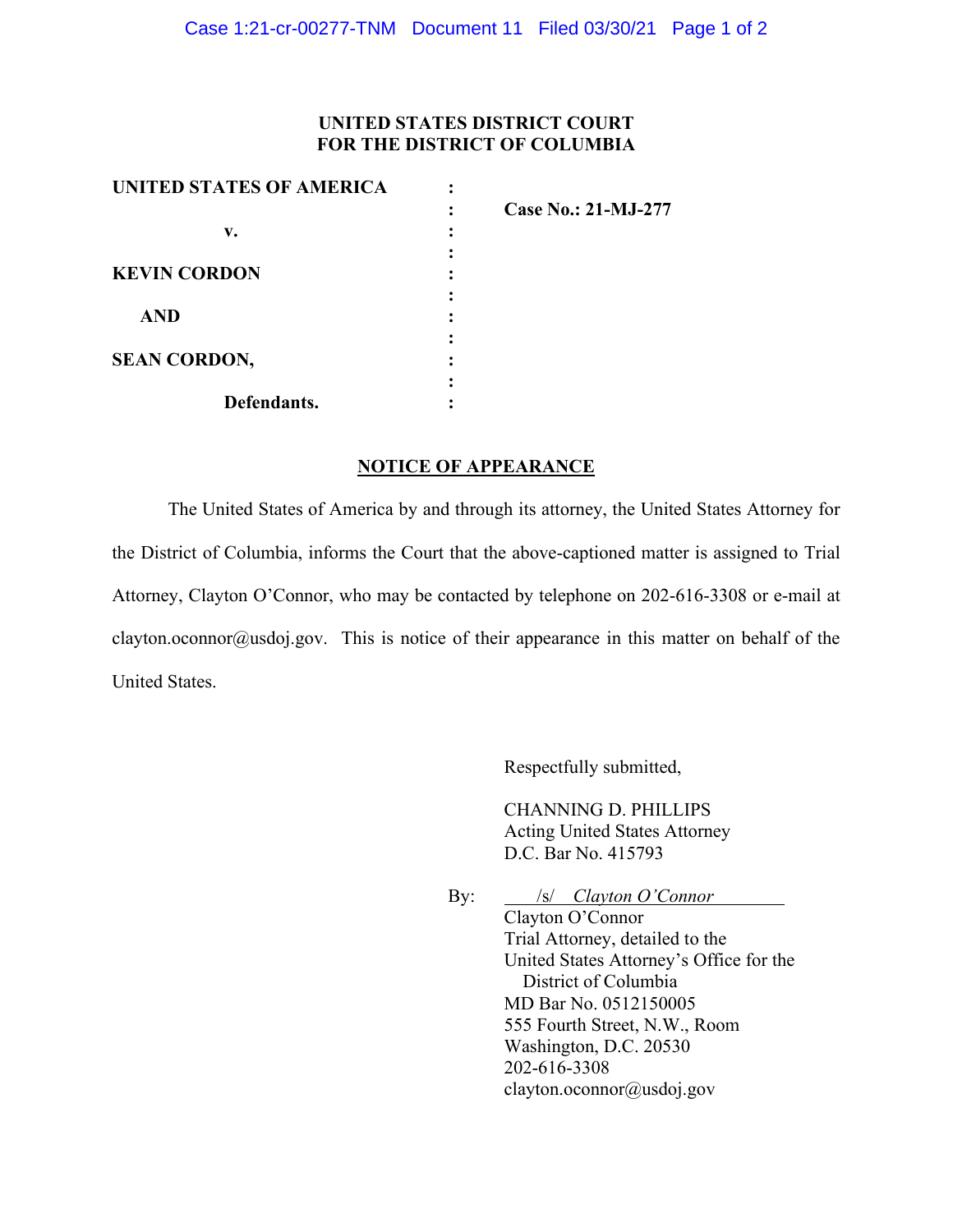**UNITED STATES DISTRICT COURT**
**FOR THE DISTRICT OF COLUMBIA**

**UNITED STATES OF AMERICA** :
: **Case No.: 21-MJ-277**
**v.** :
:
**KEVIN CORDON** :
:
**AND** :
:
**SEAN CORDON,** :
:
**Defendants.** :

**NOTICE OF APPEARANCE**

The United States of America by and through its attorney, the United States Attorney for the District of Columbia, informs the Court that the above-captioned matter is assigned to Trial Attorney, Clayton O'Connor, who may be contacted by telephone on 202-616-3308 or e-mail at clayton.oconnor@usdoj.gov. This is notice of their appearance in this matter on behalf of the United States.

Respectfully submitted,

CHANNING D. PHILLIPS
Acting United States Attorney
D.C. Bar No. 415793

By: /s/ *Clayton O'Connor*
Clayton O'Connor
Trial Attorney, detailed to the
United States Attorney's Office for the
District of Columbia
MD Bar No. 0512150005
555 Fourth Street, N.W., Room
Washington, D.C. 20530
202-616-3308
clayton.oconnor@usdoj.gov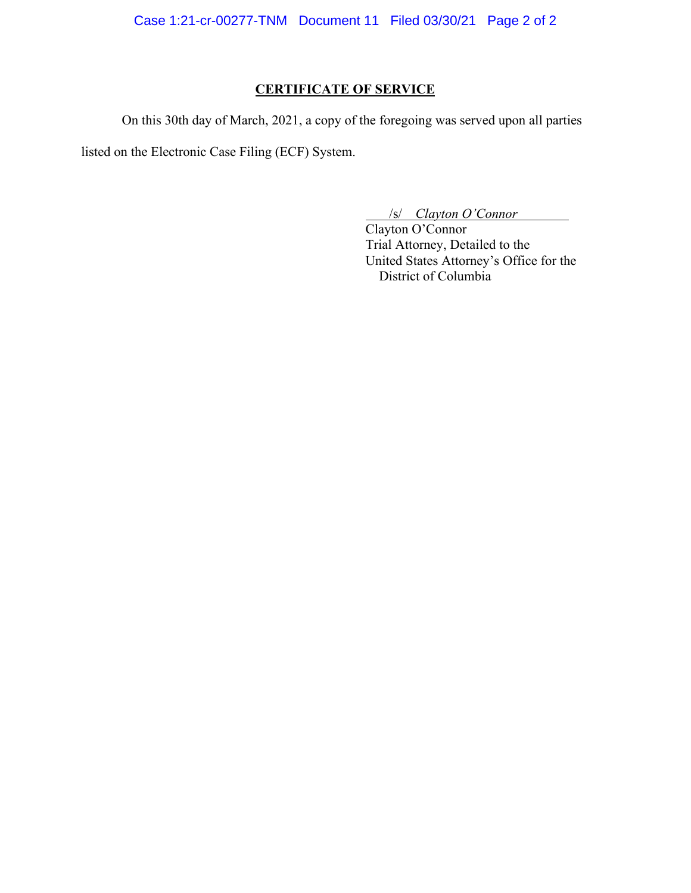## **CERTIFICATE OF SERVICE**

On this 30th day of March, 2021, a copy of the foregoing was served upon all parties listed on the Electronic Case Filing (ECF) System.

/s/ *Clayton O'Connor*
Clayton O'Connor
Trial Attorney, Detailed to the
United States Attorney's Office for the
District of Columbia